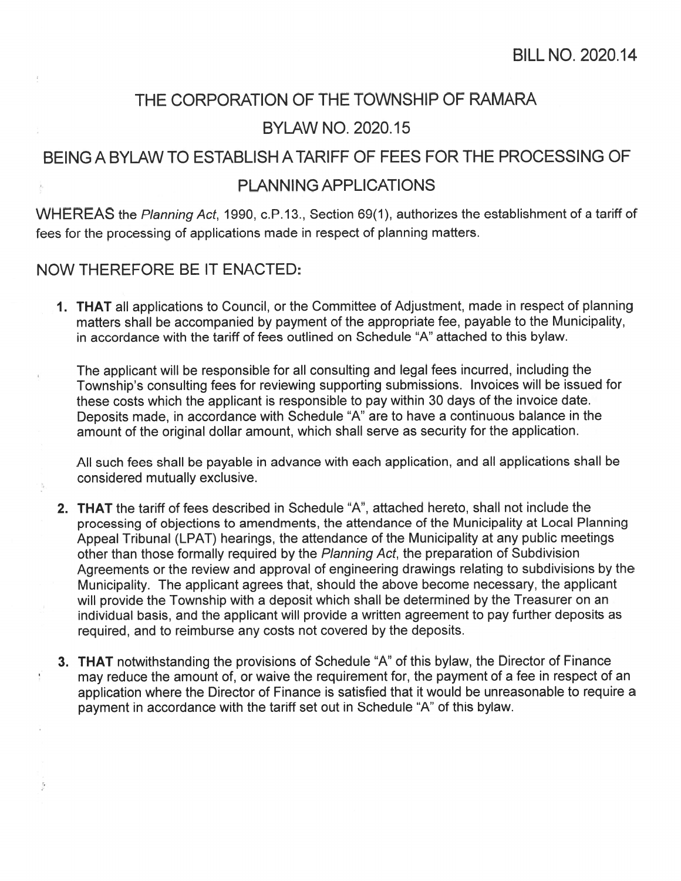BILL NO. 2020.14

# THE CORPORATION OF THE TOWNSHIP OF RAMARA

## BYLAW NO. 2020.15

## BEING A BYLAW TO ESTABLISH A TARIFF OF FEES FOR THE PROCESSING OF PLANNING APPLICATIONS

WHEREAS the *Planning Act*, 1990, c.P.13., Section 69(1), authorizes the establishment of a tariff of fees for the processing of applications made in respect of planning matters.

## NOW THEREFORE BE IT ENACTED:

1. **THAT** all applications to Council, or the Committee of Adjustment, made in respect of planning matters shall be accompanied by payment of the appropriate fee, payable to the Municipality, in accordance with the tariff of fees outlined on Schedule "A" attached to this bylaw.

   The applicant will be responsible for all consulting and legal fees incurred, including the Township's consulting fees for reviewing supporting submissions. Invoices will be issued for these costs which the applicant is responsible to pay within 30 days of the invoice date. Deposits made, in accordance with Schedule "A" are to have a continuous balance in the amount of the original dollar amount, which shall serve as security for the application.

   All such fees shall be payable in advance with each application, and all applications shall be considered mutually exclusive.

2. **THAT** the tariff of fees described in Schedule "A", attached hereto, shall not include the processing of objections to amendments, the attendance of the Municipality at Local Planning Appeal Tribunal (LPAT) hearings, the attendance of the Municipality at any public meetings other than those formally required by the *Planning Act*, the preparation of Subdivision Agreements or the review and approval of engineering drawings relating to subdivisions by the Municipality. The applicant agrees that, should the above become necessary, the applicant will provide the Township with a deposit which shall be determined by the Treasurer on an individual basis, and the applicant will provide a written agreement to pay further deposits as required, and to reimburse any costs not covered by the deposits.

3. **THAT** notwithstanding the provisions of Schedule "A" of this bylaw, the Director of Finance may reduce the amount of, or waive the requirement for, the payment of a fee in respect of an application where the Director of Finance is satisfied that it would be unreasonable to require a payment in accordance with the tariff set out in Schedule "A" of this bylaw.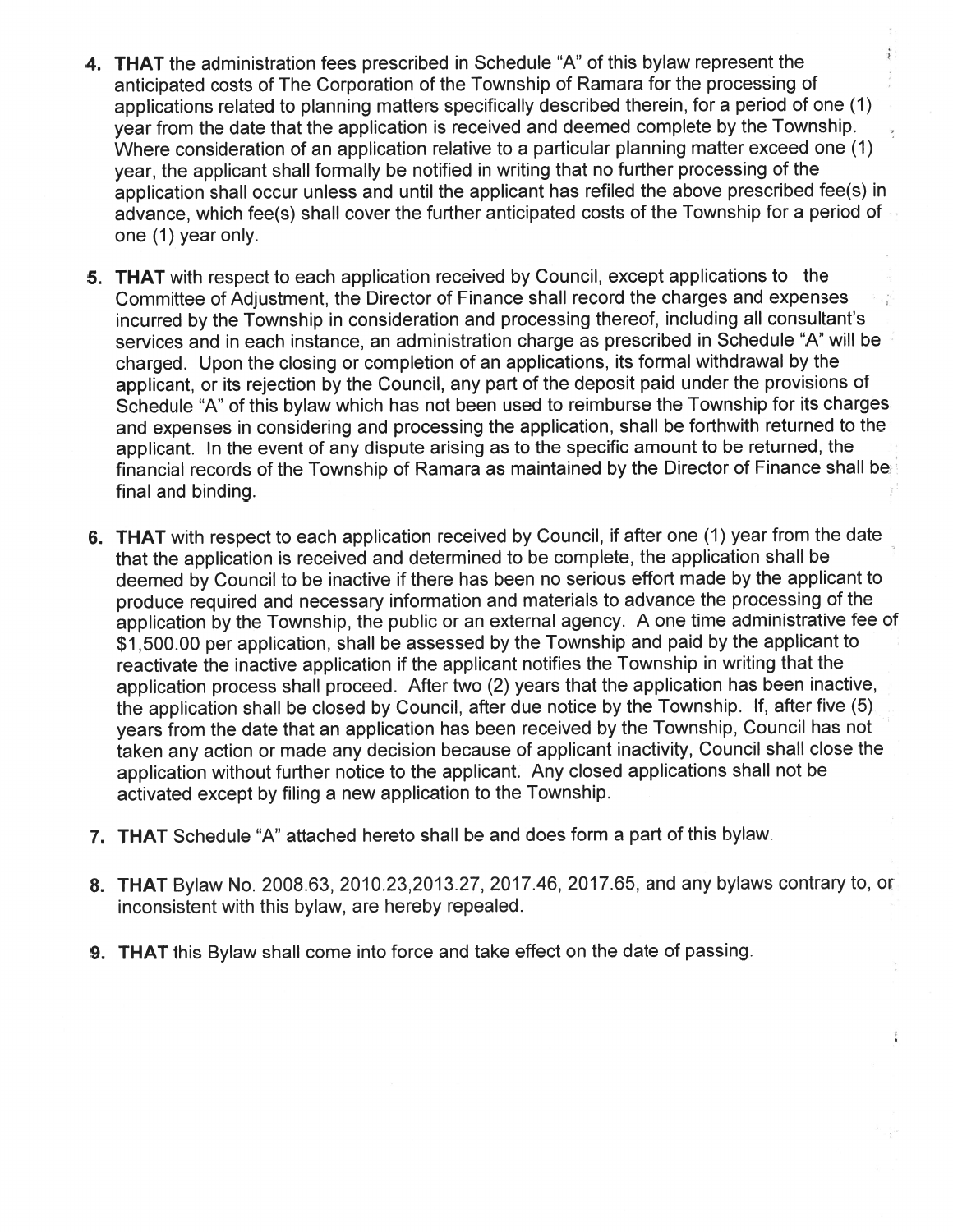4. **THAT** the administration fees prescribed in Schedule "A" of this bylaw represent the anticipated costs of The Corporation of the Township of Ramara for the processing of applications related to planning matters specifically described therein, for a period of one (1) year from the date that the application is received and deemed complete by the Township. Where consideration of an application relative to a particular planning matter exceed one (1) year, the applicant shall formally be notified in writing that no further processing of the application shall occur unless and until the applicant has refiled the above prescribed fee(s) in advance, which fee(s) shall cover the further anticipated costs of the Township for a period of one (1) year only.

5. **THAT** with respect to each application received by Council, except applications to the Committee of Adjustment, the Director of Finance shall record the charges and expenses incurred by the Township in consideration and processing thereof, including all consultant's services and in each instance, an administration charge as prescribed in Schedule "A" will be charged. Upon the closing or completion of an applications, its formal withdrawal by the applicant, or its rejection by the Council, any part of the deposit paid under the provisions of Schedule "A" of this bylaw which has not been used to reimburse the Township for its charges and expenses in considering and processing the application, shall be forthwith returned to the applicant. In the event of any dispute arising as to the specific amount to be returned, the financial records of the Township of Ramara as maintained by the Director of Finance shall be final and binding.

6. **THAT** with respect to each application received by Council, if after one (1) year from the date that the application is received and determined to be complete, the application shall be deemed by Council to be inactive if there has been no serious effort made by the applicant to produce required and necessary information and materials to advance the processing of the application by the Township, the public or an external agency. A one time administrative fee of $1,500.00 per application, shall be assessed by the Township and paid by the applicant to reactivate the inactive application if the applicant notifies the Township in writing that the application process shall proceed. After two (2) years that the application has been inactive, the application shall be closed by Council, after due notice by the Township. If, after five (5) years from the date that an application has been received by the Township, Council has not taken any action or made any decision because of applicant inactivity, Council shall close the application without further notice to the applicant. Any closed applications shall not be activated except by filing a new application to the Township.

7. **THAT** Schedule "A" attached hereto shall be and does form a part of this bylaw.

8. **THAT** Bylaw No. 2008.63, 2010.23,2013.27, 2017.46, 2017.65, and any bylaws contrary to, or inconsistent with this bylaw, are hereby repealed.

9. **THAT** this Bylaw shall come into force and take effect on the date of passing.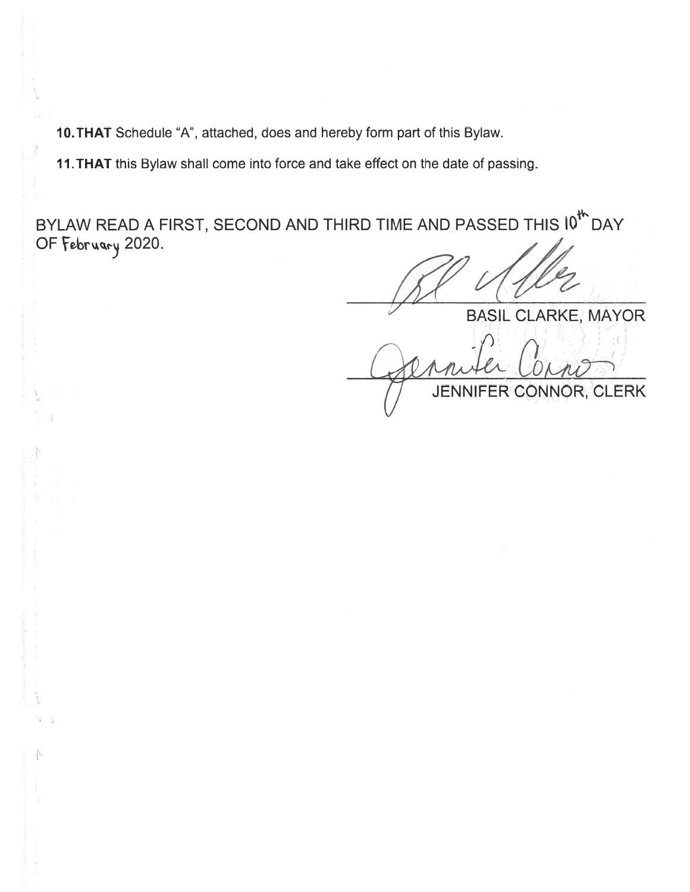**10. THAT** Schedule "A", attached, does and hereby form part of this Bylaw.

**11. THAT** this Bylaw shall come into force and take effect on the date of passing.

BYLAW READ A FIRST, SECOND AND THIRD TIME AND PASSED THIS 10th DAY OF February 2020.

BASIL CLARKE, MAYOR

JENNIFER CONNOR, CLERK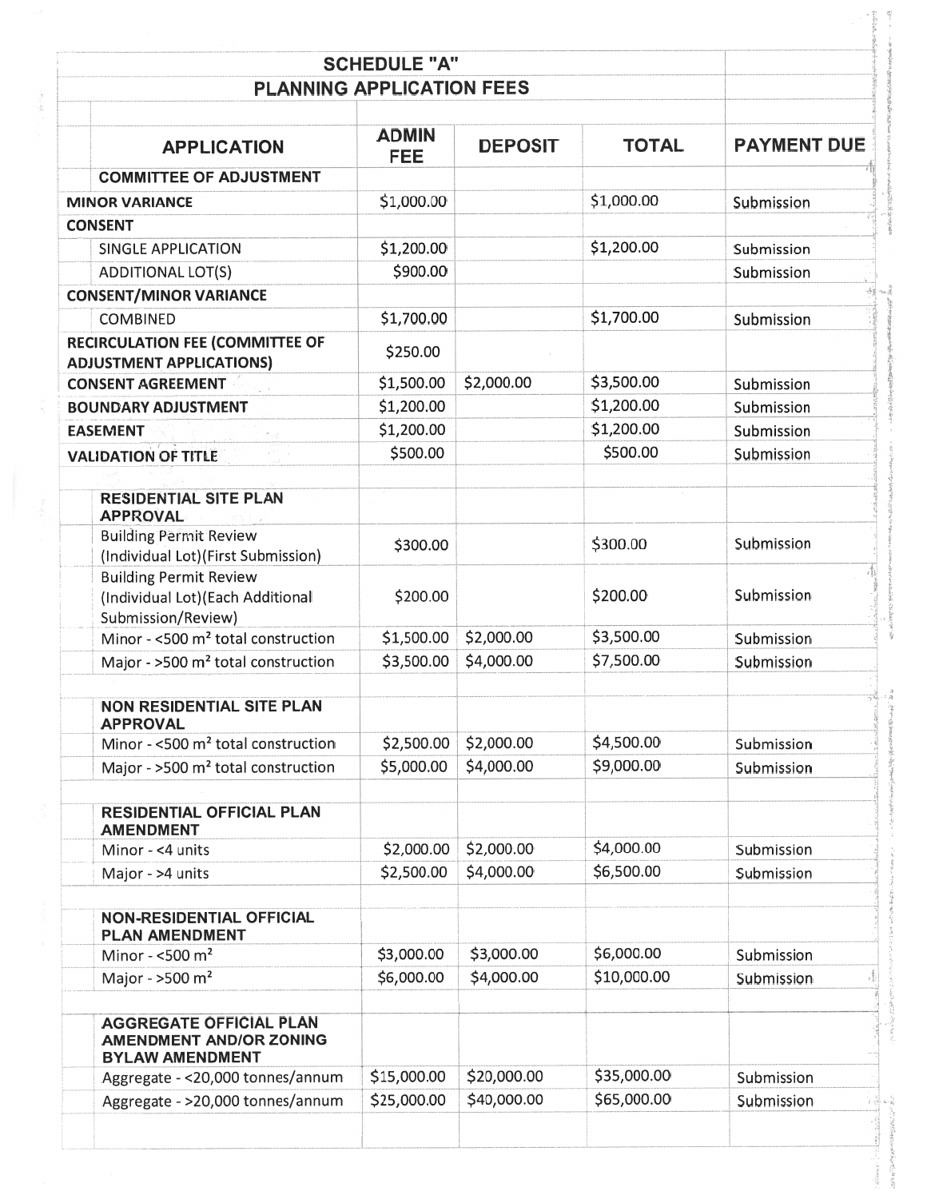## SCHEDULE "A"
## PLANNING APPLICATION FEES

| APPLICATION | ADMIN FEE | DEPOSIT | TOTAL | PAYMENT DUE |
|---|---|---|---|---|
| **COMMITTEE OF ADJUSTMENT** | | | | |
| **MINOR VARIANCE** | $1,000.00 | | $1,000.00 | Submission |
| **CONSENT** | | | | |
| SINGLE APPLICATION | $1,200.00 | | $1,200.00 | Submission |
| ADDITIONAL LOT(S) | $900.00 | | | Submission |
| **CONSENT/MINOR VARIANCE** | | | | |
| COMBINED | $1,700.00 | | $1,700.00 | Submission |
| **RECIRCULATION FEE (COMMITTEE OF ADJUSTMENT APPLICATIONS)** | $250.00 | | | |
| **CONSENT AGREEMENT** | $1,500.00 | $2,000.00 | $3,500.00 | Submission |
| **BOUNDARY ADJUSTMENT** | $1,200.00 | | $1,200.00 | Submission |
| **EASEMENT** | $1,200.00 | | $1,200.00 | Submission |
| **VALIDATION OF TITLE** | $500.00 | | $500.00 | Submission |
| | | | | |
| **RESIDENTIAL SITE PLAN APPROVAL** | | | | |
| Building Permit Review (Individual Lot)(First Submission) | $300.00 | | $300.00 | Submission |
| Building Permit Review (Individual Lot)(Each Additional Submission/Review) | $200.00 | | $200.00 | Submission |
| Minor - <500 m² total construction | $1,500.00 | $2,000.00 | $3,500.00 | Submission |
| Major - >500 m² total construction | $3,500.00 | $4,000.00 | $7,500.00 | Submission |
| | | | | |
| **NON RESIDENTIAL SITE PLAN APPROVAL** | | | | |
| Minor - <500 m² total construction | $2,500.00 | $2,000.00 | $4,500.00 | Submission |
| Major - >500 m² total construction | $5,000.00 | $4,000.00 | $9,000.00 | Submission |
| | | | | |
| **RESIDENTIAL OFFICIAL PLAN AMENDMENT** | | | | |
| Minor - <4 units | $2,000.00 | $2,000.00 | $4,000.00 | Submission |
| Major - >4 units | $2,500.00 | $4,000.00 | $6,500.00 | Submission |
| | | | | |
| **NON-RESIDENTIAL OFFICIAL PLAN AMENDMENT** | | | | |
| Minor - <500 m² | $3,000.00 | $3,000.00 | $6,000.00 | Submission |
| Major - >500 m² | $6,000.00 | $4,000.00 | $10,000.00 | Submission |
| | | | | |
| **AGGREGATE OFFICIAL PLAN AMENDMENT AND/OR ZONING BYLAW AMENDMENT** | | | | |
| Aggregate - <20,000 tonnes/annum | $15,000.00 | $20,000.00 | $35,000.00 | Submission |
| Aggregate - >20,000 tonnes/annum | $25,000.00 | $40,000.00 | $65,000.00 | Submission |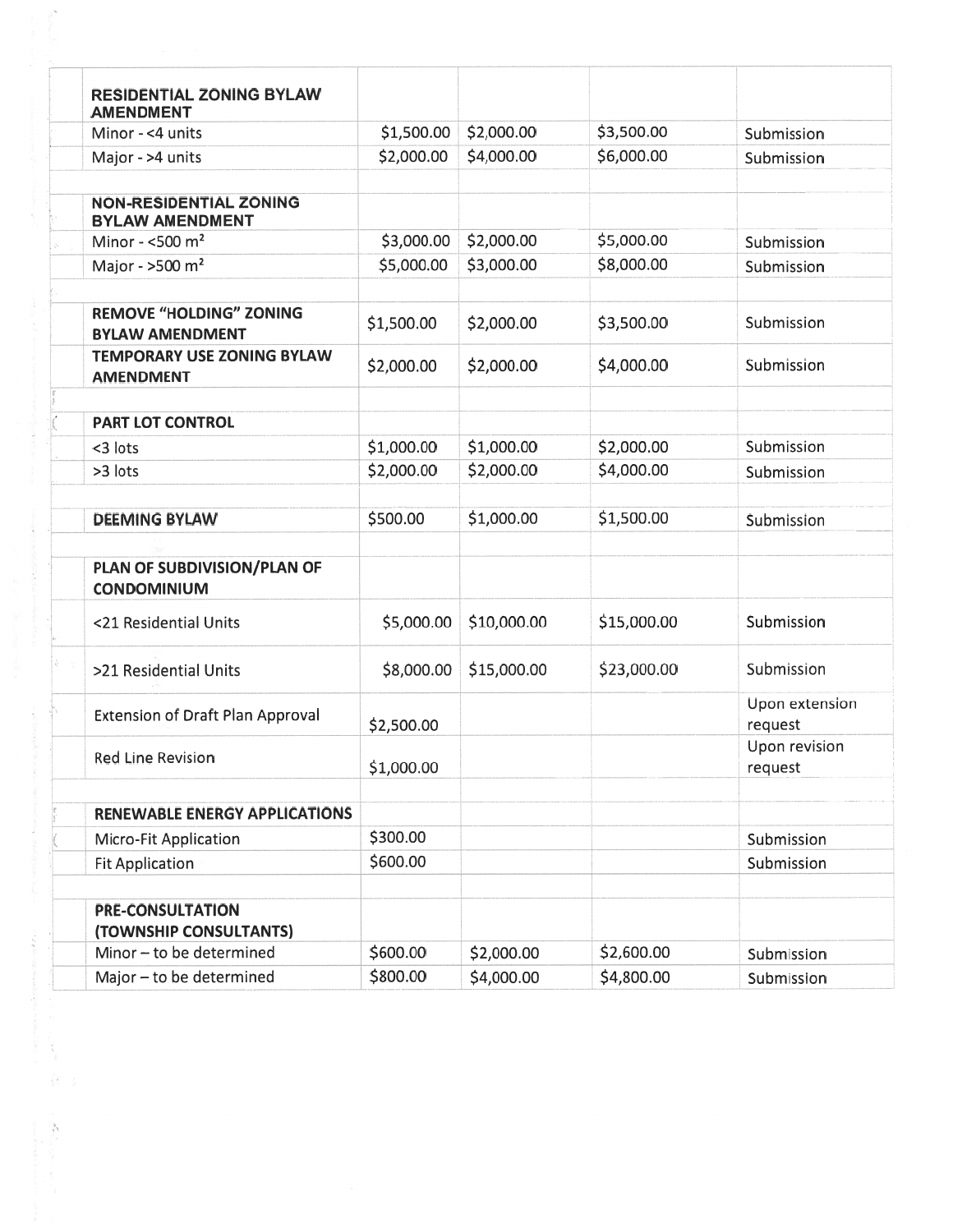| | | | | |
|---|---|---|---|---|
| **RESIDENTIAL ZONING BYLAW AMENDMENT** | | | | |
| Minor - <4 units | \$1,500.00 | \$2,000.00 | \$3,500.00 | Submission |
| Major - >4 units | \$2,000.00 | \$4,000.00 | \$6,000.00 | Submission |
| | | | | |
| **NON-RESIDENTIAL ZONING BYLAW AMENDMENT** | | | | |
| Minor - <500 m² | \$3,000.00 | \$2,000.00 | \$5,000.00 | Submission |
| Major - >500 m² | \$5,000.00 | \$3,000.00 | \$8,000.00 | Submission |
| | | | | |
| **REMOVE "HOLDING" ZONING BYLAW AMENDMENT** | \$1,500.00 | \$2,000.00 | \$3,500.00 | Submission |
| **TEMPORARY USE ZONING BYLAW AMENDMENT** | \$2,000.00 | \$2,000.00 | \$4,000.00 | Submission |
| | | | | |
| **PART LOT CONTROL** | | | | |
| <3 lots | \$1,000.00 | \$1,000.00 | \$2,000.00 | Submission |
| >3 lots | \$2,000.00 | \$2,000.00 | \$4,000.00 | Submission |
| | | | | |
| **DEEMING BYLAW** | \$500.00 | \$1,000.00 | \$1,500.00 | Submission |
| | | | | |
| **PLAN OF SUBDIVISION/PLAN OF CONDOMINIUM** | | | | |
| <21 Residential Units | \$5,000.00 | \$10,000.00 | \$15,000.00 | Submission |
| >21 Residential Units | \$8,000.00 | \$15,000.00 | \$23,000.00 | Submission |
| Extension of Draft Plan Approval | \$2,500.00 | | | Upon extension request |
| Red Line Revision | \$1,000.00 | | | Upon revision request |
| | | | | |
| **RENEWABLE ENERGY APPLICATIONS** | | | | |
| Micro-Fit Application | \$300.00 | | | Submission |
| Fit Application | \$600.00 | | | Submission |
| | | | | |
| **PRE-CONSULTATION (TOWNSHIP CONSULTANTS)** | | | | |
| Minor – to be determined | \$600.00 | \$2,000.00 | \$2,600.00 | Submission |
| Major – to be determined | \$800.00 | \$4,000.00 | \$4,800.00 | Submission |